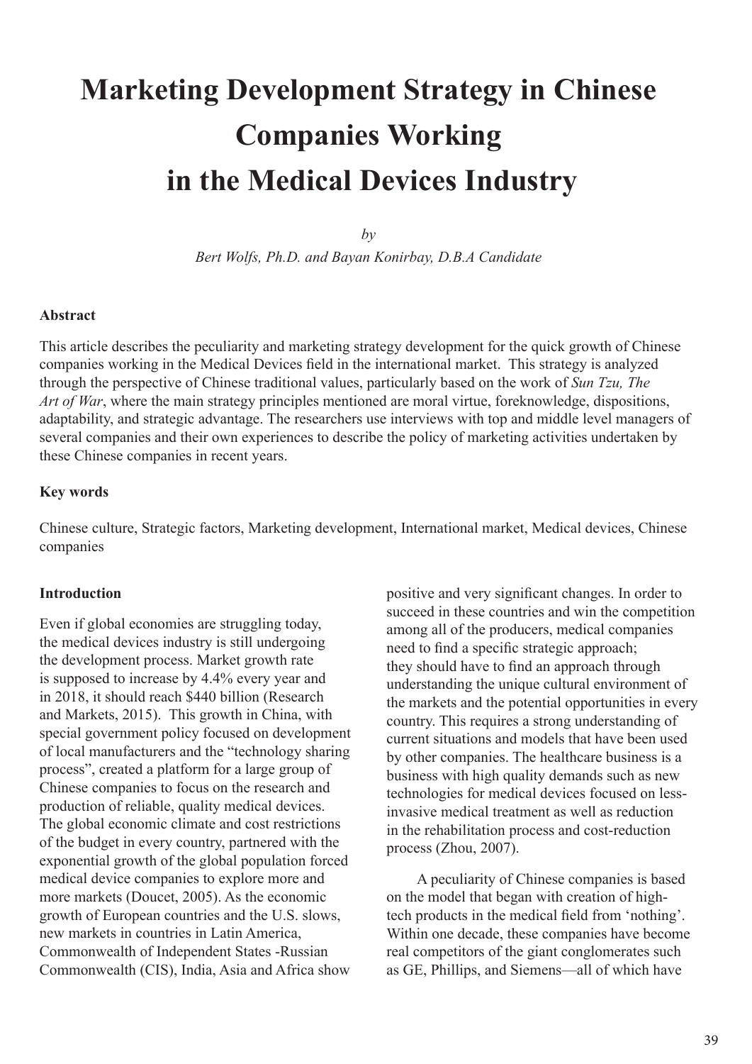# Marketing Development Strategy in Chinese Companies Working in the Medical Devices Industry

*by*

*Bert Wolfs, Ph.D. and Bayan Konirbay, D.B.A Candidate*

**Abstract**

This article describes the peculiarity and marketing strategy development for the quick growth of Chinese companies working in the Medical Devices field in the international market. This strategy is analyzed through the perspective of Chinese traditional values, particularly based on the work of *Sun Tzu, The Art of War*, where the main strategy principles mentioned are moral virtue, foreknowledge, dispositions, adaptability, and strategic advantage. The researchers use interviews with top and middle level managers of several companies and their own experiences to describe the policy of marketing activities undertaken by these Chinese companies in recent years.

**Key words**

Chinese culture, Strategic factors, Marketing development, International market, Medical devices, Chinese companies

**Introduction**

Even if global economies are struggling today, the medical devices industry is still undergoing the development process. Market growth rate is supposed to increase by 4.4% every year and in 2018, it should reach $440 billion (Research and Markets, 2015). This growth in China, with special government policy focused on development of local manufacturers and the "technology sharing process", created a platform for a large group of Chinese companies to focus on the research and production of reliable, quality medical devices. The global economic climate and cost restrictions of the budget in every country, partnered with the exponential growth of the global population forced medical device companies to explore more and more markets (Doucet, 2005). As the economic growth of European countries and the U.S. slows, new markets in countries in Latin America, Commonwealth of Independent States -Russian Commonwealth (CIS), India, Asia and Africa show positive and very significant changes. In order to succeed in these countries and win the competition among all of the producers, medical companies need to find a specific strategic approach; they should have to find an approach through understanding the unique cultural environment of the markets and the potential opportunities in every country. This requires a strong understanding of current situations and models that have been used by other companies. The healthcare business is a business with high quality demands such as new technologies for medical devices focused on less-invasive medical treatment as well as reduction in the rehabilitation process and cost-reduction process (Zhou, 2007).

A peculiarity of Chinese companies is based on the model that began with creation of high-tech products in the medical field from 'nothing'. Within one decade, these companies have become real competitors of the giant conglomerates such as GE, Phillips, and Siemens—all of which have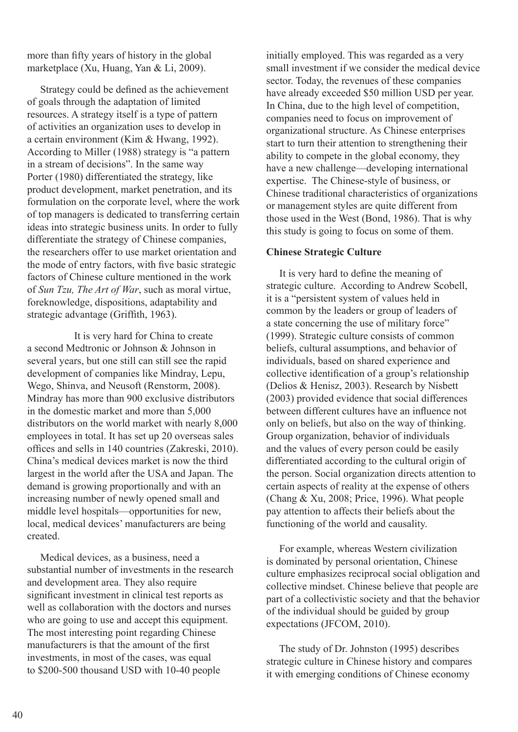more than fifty years of history in the global marketplace (Xu, Huang, Yan & Li, 2009).

Strategy could be defined as the achievement of goals through the adaptation of limited resources. A strategy itself is a type of pattern of activities an organization uses to develop in a certain environment (Kim & Hwang, 1992). According to Miller (1988) strategy is "a pattern in a stream of decisions". In the same way Porter (1980) differentiated the strategy, like product development, market penetration, and its formulation on the corporate level, where the work of top managers is dedicated to transferring certain ideas into strategic business units. In order to fully differentiate the strategy of Chinese companies, the researchers offer to use market orientation and the mode of entry factors, with five basic strategic factors of Chinese culture mentioned in the work of *Sun Tzu, The Art of War*, such as moral virtue, foreknowledge, dispositions, adaptability and strategic advantage (Griffith, 1963).

It is very hard for China to create a second Medtronic or Johnson & Johnson in several years, but one still can still see the rapid development of companies like Mindray, Lepu, Wego, Shinva, and Neusoft (Renstorm, 2008). Mindray has more than 900 exclusive distributors in the domestic market and more than 5,000 distributors on the world market with nearly 8,000 employees in total. It has set up 20 overseas sales offices and sells in 140 countries (Zakreski, 2010). China's medical devices market is now the third largest in the world after the USA and Japan. The demand is growing proportionally and with an increasing number of newly opened small and middle level hospitals—opportunities for new, local, medical devices' manufacturers are being created.

Medical devices, as a business, need a substantial number of investments in the research and development area. They also require significant investment in clinical test reports as well as collaboration with the doctors and nurses who are going to use and accept this equipment. The most interesting point regarding Chinese manufacturers is that the amount of the first investments, in most of the cases, was equal to \$200-500 thousand USD with 10-40 people initially employed. This was regarded as a very small investment if we consider the medical device sector. Today, the revenues of these companies have already exceeded \$50 million USD per year. In China, due to the high level of competition, companies need to focus on improvement of organizational structure. As Chinese enterprises start to turn their attention to strengthening their ability to compete in the global economy, they have a new challenge—developing international expertise. The Chinese-style of business, or Chinese traditional characteristics of organizations or management styles are quite different from those used in the West (Bond, 1986). That is why this study is going to focus on some of them.

**Chinese Strategic Culture**

It is very hard to define the meaning of strategic culture. According to Andrew Scobell, it is a "persistent system of values held in common by the leaders or group of leaders of a state concerning the use of military force" (1999). Strategic culture consists of common beliefs, cultural assumptions, and behavior of individuals, based on shared experience and collective identification of a group's relationship (Delios & Henisz, 2003). Research by Nisbett (2003) provided evidence that social differences between different cultures have an influence not only on beliefs, but also on the way of thinking. Group organization, behavior of individuals and the values of every person could be easily differentiated according to the cultural origin of the person. Social organization directs attention to certain aspects of reality at the expense of others (Chang & Xu, 2008; Price, 1996). What people pay attention to affects their beliefs about the functioning of the world and causality.

For example, whereas Western civilization is dominated by personal orientation, Chinese culture emphasizes reciprocal social obligation and collective mindset. Chinese believe that people are part of a collectivistic society and that the behavior of the individual should be guided by group expectations (JFCOM, 2010).

The study of Dr. Johnston (1995) describes strategic culture in Chinese history and compares it with emerging conditions of Chinese economy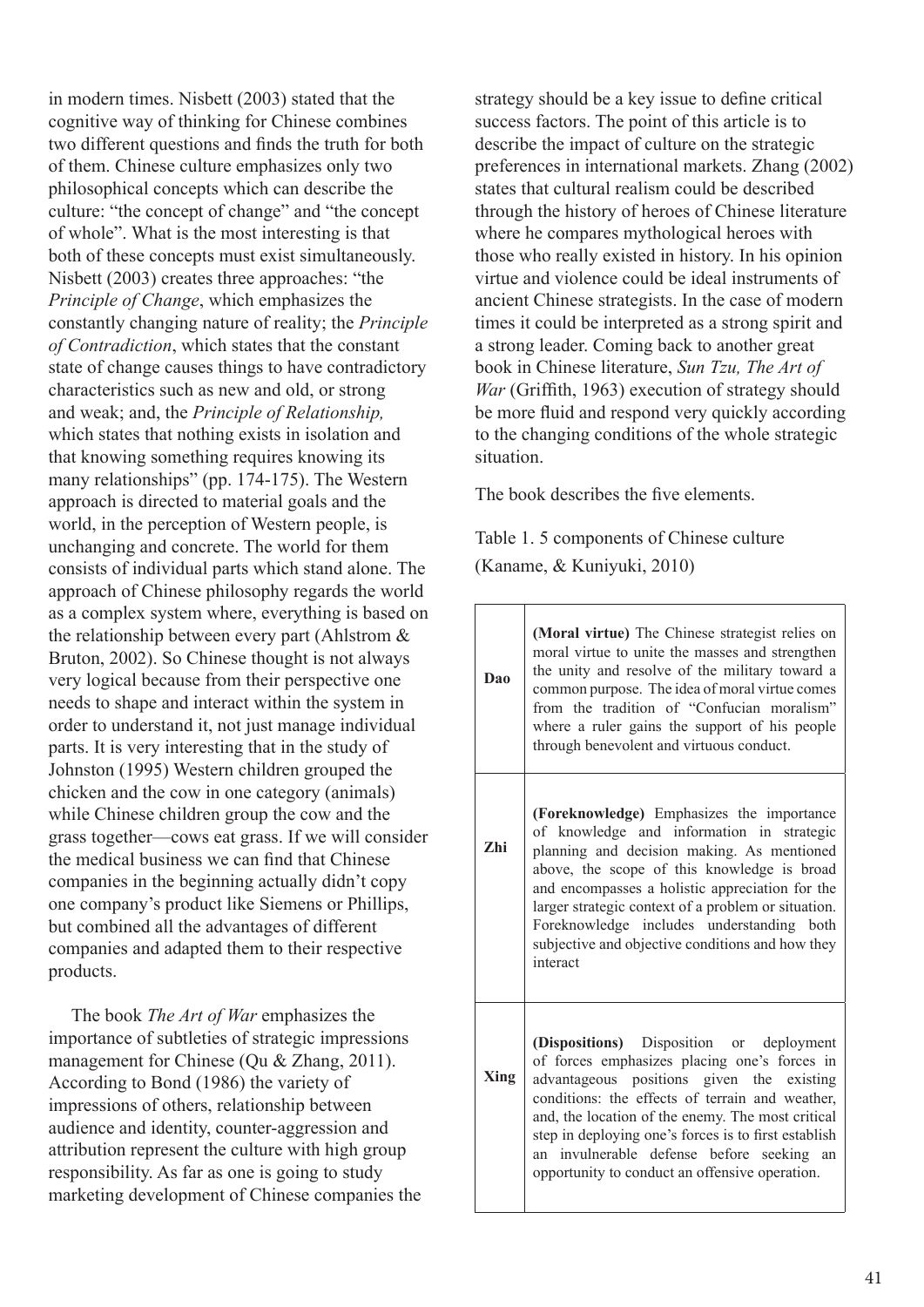in modern times. Nisbett (2003) stated that the cognitive way of thinking for Chinese combines two different questions and finds the truth for both of them. Chinese culture emphasizes only two philosophical concepts which can describe the culture: "the concept of change" and "the concept of whole". What is the most interesting is that both of these concepts must exist simultaneously. Nisbett (2003) creates three approaches: "the *Principle of Change*, which emphasizes the constantly changing nature of reality; the *Principle of Contradiction*, which states that the constant state of change causes things to have contradictory characteristics such as new and old, or strong and weak; and, the *Principle of Relationship,* which states that nothing exists in isolation and that knowing something requires knowing its many relationships" (pp. 174-175). The Western approach is directed to material goals and the world, in the perception of Western people, is unchanging and concrete. The world for them consists of individual parts which stand alone. The approach of Chinese philosophy regards the world as a complex system where, everything is based on the relationship between every part (Ahlstrom & Bruton, 2002). So Chinese thought is not always very logical because from their perspective one needs to shape and interact within the system in order to understand it, not just manage individual parts. It is very interesting that in the study of Johnston (1995) Western children grouped the chicken and the cow in one category (animals) while Chinese children group the cow and the grass together—cows eat grass. If we will consider the medical business we can find that Chinese companies in the beginning actually didn't copy one company's product like Siemens or Phillips, but combined all the advantages of different companies and adapted them to their respective products.

The book *The Art of War* emphasizes the importance of subtleties of strategic impressions management for Chinese (Qu & Zhang, 2011). According to Bond (1986) the variety of impressions of others, relationship between audience and identity, counter-aggression and attribution represent the culture with high group responsibility. As far as one is going to study marketing development of Chinese companies the strategy should be a key issue to define critical success factors. The point of this article is to describe the impact of culture on the strategic preferences in international markets. Zhang (2002) states that cultural realism could be described through the history of heroes of Chinese literature where he compares mythological heroes with those who really existed in history. In his opinion virtue and violence could be ideal instruments of ancient Chinese strategists. In the case of modern times it could be interpreted as a strong spirit and a strong leader. Coming back to another great book in Chinese literature, *Sun Tzu, The Art of War* (Griffith, 1963) execution of strategy should be more fluid and respond very quickly according to the changing conditions of the whole strategic situation.

The book describes the five elements.

Table 1. 5 components of Chinese culture (Kaname, & Kuniyuki, 2010)

| | |
|---|---|
| **Dao** | **(Moral virtue)** The Chinese strategist relies on moral virtue to unite the masses and strengthen the unity and resolve of the military toward a common purpose. The idea of moral virtue comes from the tradition of "Confucian moralism" where a ruler gains the support of his people through benevolent and virtuous conduct. |
| **Zhi** | **(Foreknowledge)** Emphasizes the importance of knowledge and information in strategic planning and decision making. As mentioned above, the scope of this knowledge is broad and encompasses a holistic appreciation for the larger strategic context of a problem or situation. Foreknowledge includes understanding both subjective and objective conditions and how they interact |
| **Xing** | **(Dispositions)** Disposition or deployment of forces emphasizes placing one's forces in advantageous positions given the existing conditions: the effects of terrain and weather, and, the location of the enemy. The most critical step in deploying one's forces is to first establish an invulnerable defense before seeking an opportunity to conduct an offensive operation. |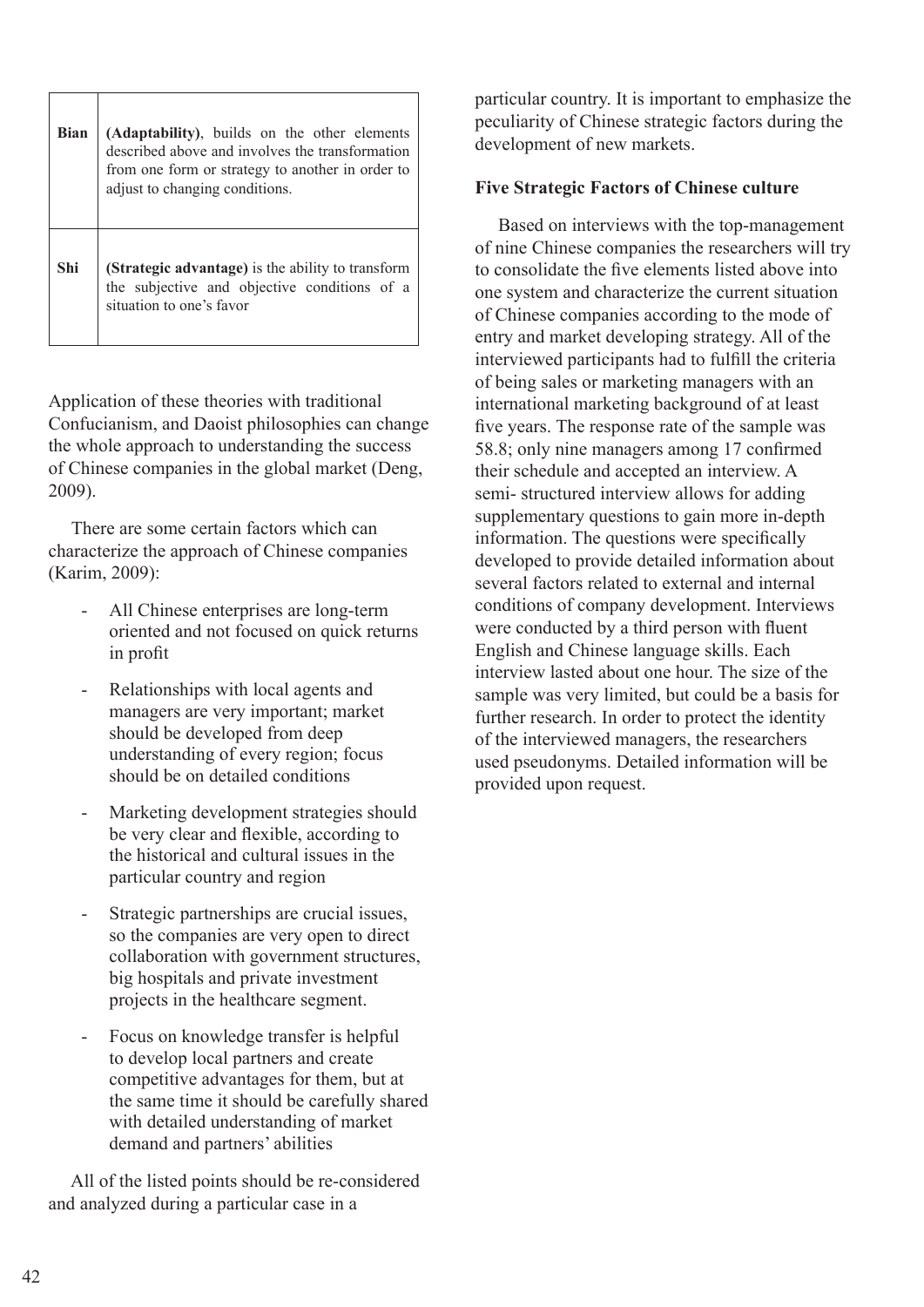| | |
|---|---|
| **Bian** | **(Adaptability)**, builds on the other elements described above and involves the transformation from one form or strategy to another in order to adjust to changing conditions. |
| **Shi** | **(Strategic advantage)** is the ability to transform the subjective and objective conditions of a situation to one's favor |

Application of these theories with traditional Confucianism, and Daoist philosophies can change the whole approach to understanding the success of Chinese companies in the global market (Deng, 2009).

There are some certain factors which can characterize the approach of Chinese companies (Karim, 2009):

- All Chinese enterprises are long-term oriented and not focused on quick returns in profit
- Relationships with local agents and managers are very important; market should be developed from deep understanding of every region; focus should be on detailed conditions
- Marketing development strategies should be very clear and flexible, according to the historical and cultural issues in the particular country and region
- Strategic partnerships are crucial issues, so the companies are very open to direct collaboration with government structures, big hospitals and private investment projects in the healthcare segment.
- Focus on knowledge transfer is helpful to develop local partners and create competitive advantages for them, but at the same time it should be carefully shared with detailed understanding of market demand and partners' abilities

All of the listed points should be re-considered and analyzed during a particular case in a particular country. It is important to emphasize the peculiarity of Chinese strategic factors during the development of new markets.

### Five Strategic Factors of Chinese culture

Based on interviews with the top-management of nine Chinese companies the researchers will try to consolidate the five elements listed above into one system and characterize the current situation of Chinese companies according to the mode of entry and market developing strategy. All of the interviewed participants had to fulfill the criteria of being sales or marketing managers with an international marketing background of at least five years. The response rate of the sample was 58.8; only nine managers among 17 confirmed their schedule and accepted an interview. A semi- structured interview allows for adding supplementary questions to gain more in-depth information. The questions were specifically developed to provide detailed information about several factors related to external and internal conditions of company development. Interviews were conducted by a third person with fluent English and Chinese language skills. Each interview lasted about one hour. The size of the sample was very limited, but could be a basis for further research. In order to protect the identity of the interviewed managers, the researchers used pseudonyms. Detailed information will be provided upon request.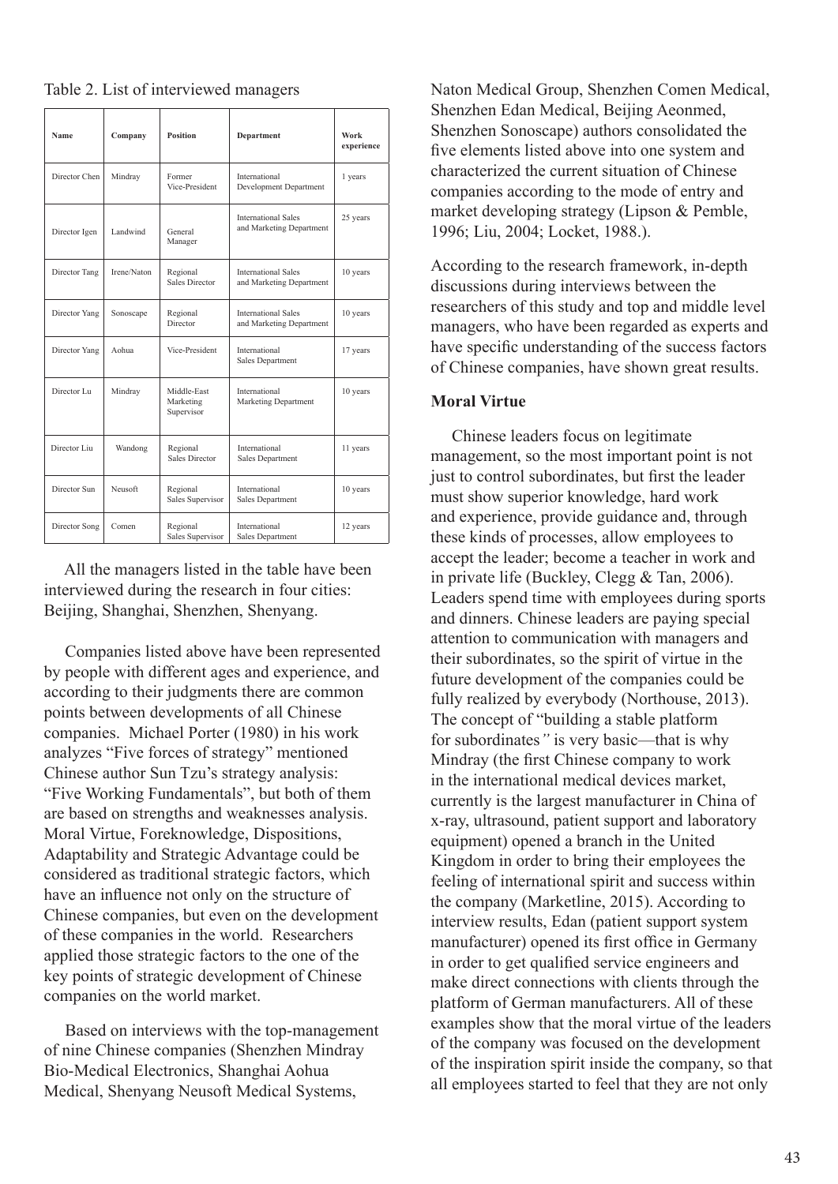Table 2. List of interviewed managers

| Name | Company | Position | Department | Work experience |
|---|---|---|---|---|
| Director Chen | Mindray | Former Vice-President | International Development Department | 1 years |
| Director Igen | Landwind | General Manager | International Sales and Marketing Department | 25 years |
| Director Tang | Irene/Naton | Regional Sales Director | International Sales and Marketing Department | 10 years |
| Director Yang | Sonoscape | Regional Director | International Sales and Marketing Department | 10 years |
| Director Yang | Aohua | Vice-President | International Sales Department | 17 years |
| Director Lu | Mindray | Middle-East Marketing Supervisor | International Marketing Department | 10 years |
| Director Liu | Wandong | Regional Sales Director | International Sales Department | 11 years |
| Director Sun | Neusoft | Regional Sales Supervisor | International Sales Department | 10 years |
| Director Song | Comen | Regional Sales Supervisor | International Sales Department | 12 years |

All the managers listed in the table have been interviewed during the research in four cities: Beijing, Shanghai, Shenzhen, Shenyang.

Companies listed above have been represented by people with different ages and experience, and according to their judgments there are common points between developments of all Chinese companies. Michael Porter (1980) in his work analyzes "Five forces of strategy" mentioned Chinese author Sun Tzu's strategy analysis: "Five Working Fundamentals", but both of them are based on strengths and weaknesses analysis. Moral Virtue, Foreknowledge, Dispositions, Adaptability and Strategic Advantage could be considered as traditional strategic factors, which have an influence not only on the structure of Chinese companies, but even on the development of these companies in the world. Researchers applied those strategic factors to the one of the key points of strategic development of Chinese companies on the world market.

Based on interviews with the top-management of nine Chinese companies (Shenzhen Mindray Bio-Medical Electronics, Shanghai Aohua Medical, Shenyang Neusoft Medical Systems, Naton Medical Group, Shenzhen Comen Medical, Shenzhen Edan Medical, Beijing Aeonmed, Shenzhen Sonoscape) authors consolidated the five elements listed above into one system and characterized the current situation of Chinese companies according to the mode of entry and market developing strategy (Lipson & Pemble, 1996; Liu, 2004; Locket, 1988.).

According to the research framework, in-depth discussions during interviews between the researchers of this study and top and middle level managers, who have been regarded as experts and have specific understanding of the success factors of Chinese companies, have shown great results.

### Moral Virtue

Chinese leaders focus on legitimate management, so the most important point is not just to control subordinates, but first the leader must show superior knowledge, hard work and experience, provide guidance and, through these kinds of processes, allow employees to accept the leader; become a teacher in work and in private life (Buckley, Clegg & Tan, 2006). Leaders spend time with employees during sports and dinners. Chinese leaders are paying special attention to communication with managers and their subordinates, so the spirit of virtue in the future development of the companies could be fully realized by everybody (Northouse, 2013). The concept of "building a stable platform for subordinates*"* is very basic—that is why Mindray (the first Chinese company to work in the international medical devices market, currently is the largest manufacturer in China of x-ray, ultrasound, patient support and laboratory equipment) opened a branch in the United Kingdom in order to bring their employees the feeling of international spirit and success within the company (Marketline, 2015). According to interview results, Edan (patient support system manufacturer) opened its first office in Germany in order to get qualified service engineers and make direct connections with clients through the platform of German manufacturers. All of these examples show that the moral virtue of the leaders of the company was focused on the development of the inspiration spirit inside the company, so that all employees started to feel that they are not only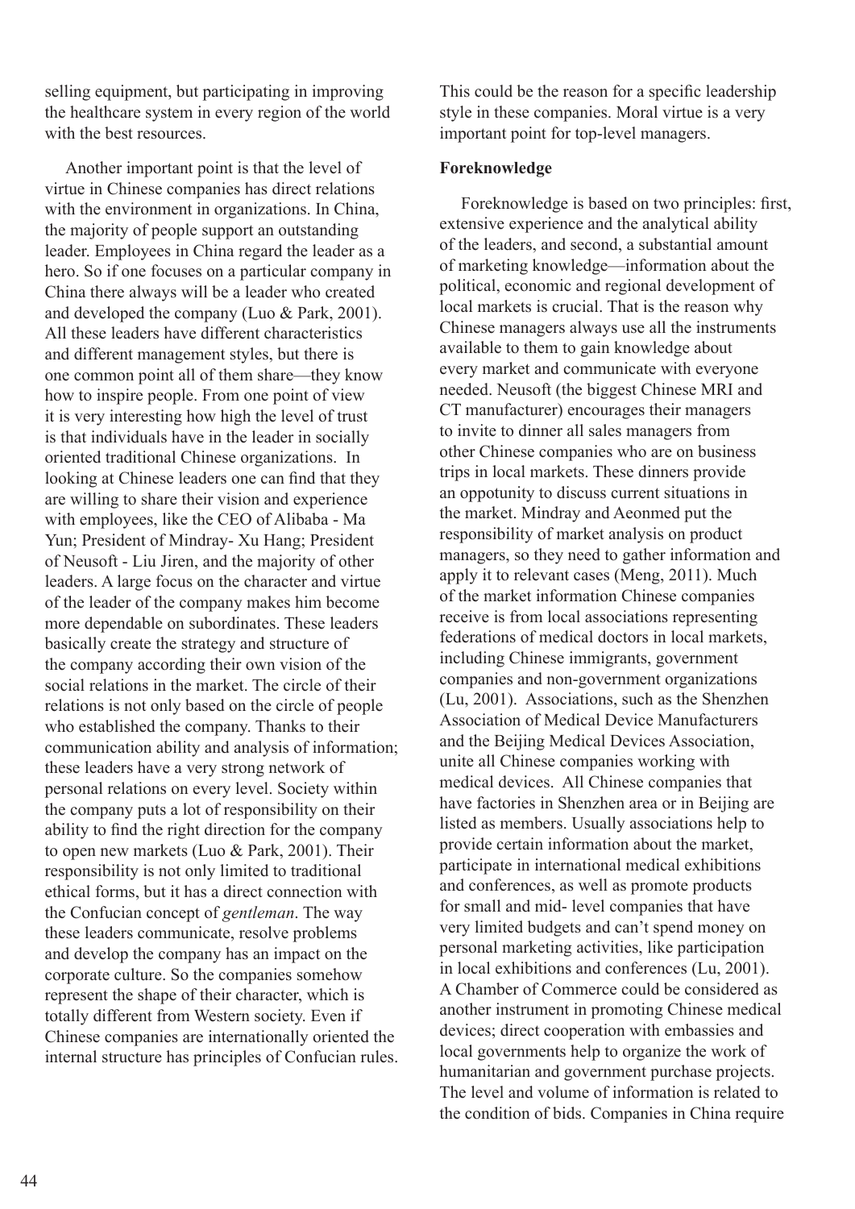selling equipment, but participating in improving the healthcare system in every region of the world with the best resources.

Another important point is that the level of virtue in Chinese companies has direct relations with the environment in organizations. In China, the majority of people support an outstanding leader. Employees in China regard the leader as a hero. So if one focuses on a particular company in China there always will be a leader who created and developed the company (Luo & Park, 2001). All these leaders have different characteristics and different management styles, but there is one common point all of them share—they know how to inspire people. From one point of view it is very interesting how high the level of trust is that individuals have in the leader in socially oriented traditional Chinese organizations. In looking at Chinese leaders one can find that they are willing to share their vision and experience with employees, like the CEO of Alibaba - Ma Yun; President of Mindray- Xu Hang; President of Neusoft - Liu Jiren, and the majority of other leaders. A large focus on the character and virtue of the leader of the company makes him become more dependable on subordinates. These leaders basically create the strategy and structure of the company according their own vision of the social relations in the market. The circle of their relations is not only based on the circle of people who established the company. Thanks to their communication ability and analysis of information; these leaders have a very strong network of personal relations on every level. Society within the company puts a lot of responsibility on their ability to find the right direction for the company to open new markets (Luo & Park, 2001). Their responsibility is not only limited to traditional ethical forms, but it has a direct connection with the Confucian concept of *gentleman*. The way these leaders communicate, resolve problems and develop the company has an impact on the corporate culture. So the companies somehow represent the shape of their character, which is totally different from Western society. Even if Chinese companies are internationally oriented the internal structure has principles of Confucian rules. This could be the reason for a specific leadership style in these companies. Moral virtue is a very important point for top-level managers.

**Foreknowledge**

Foreknowledge is based on two principles: first, extensive experience and the analytical ability of the leaders, and second, a substantial amount of marketing knowledge—information about the political, economic and regional development of local markets is crucial. That is the reason why Chinese managers always use all the instruments available to them to gain knowledge about every market and communicate with everyone needed. Neusoft (the biggest Chinese MRI and CT manufacturer) encourages their managers to invite to dinner all sales managers from other Chinese companies who are on business trips in local markets. These dinners provide an oppotunity to discuss current situations in the market. Mindray and Aeonmed put the responsibility of market analysis on product managers, so they need to gather information and apply it to relevant cases (Meng, 2011). Much of the market information Chinese companies receive is from local associations representing federations of medical doctors in local markets, including Chinese immigrants, government companies and non-government organizations (Lu, 2001). Associations, such as the Shenzhen Association of Medical Device Manufacturers and the Beijing Medical Devices Association, unite all Chinese companies working with medical devices. All Chinese companies that have factories in Shenzhen area or in Beijing are listed as members. Usually associations help to provide certain information about the market, participate in international medical exhibitions and conferences, as well as promote products for small and mid- level companies that have very limited budgets and can't spend money on personal marketing activities, like participation in local exhibitions and conferences (Lu, 2001). A Chamber of Commerce could be considered as another instrument in promoting Chinese medical devices; direct cooperation with embassies and local governments help to organize the work of humanitarian and government purchase projects. The level and volume of information is related to the condition of bids. Companies in China require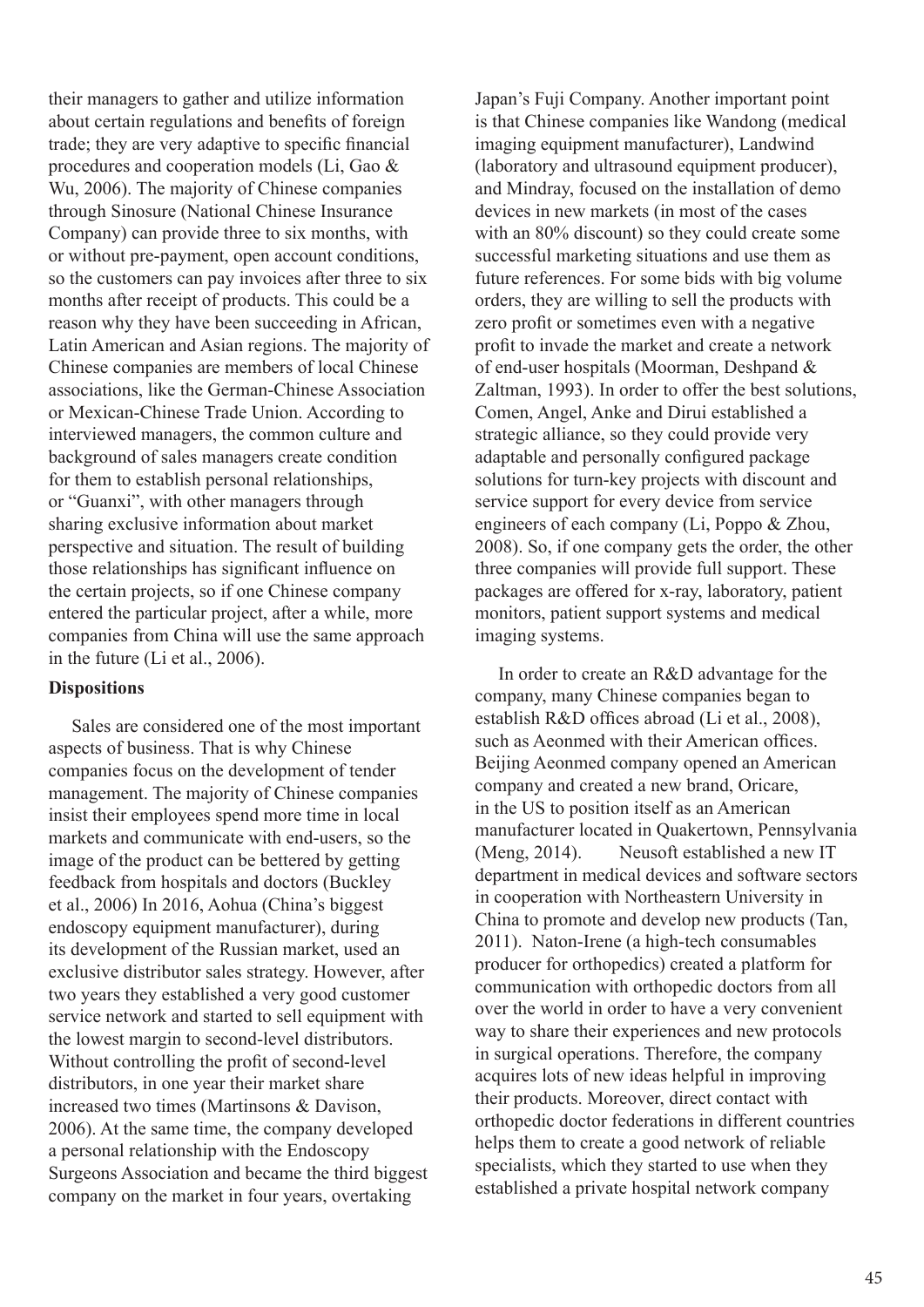their managers to gather and utilize information about certain regulations and benefits of foreign trade; they are very adaptive to specific financial procedures and cooperation models (Li, Gao & Wu, 2006). The majority of Chinese companies through Sinosure (National Chinese Insurance Company) can provide three to six months, with or without pre-payment, open account conditions, so the customers can pay invoices after three to six months after receipt of products. This could be a reason why they have been succeeding in African, Latin American and Asian regions. The majority of Chinese companies are members of local Chinese associations, like the German-Chinese Association or Mexican-Chinese Trade Union. According to interviewed managers, the common culture and background of sales managers create condition for them to establish personal relationships, or "Guanxi", with other managers through sharing exclusive information about market perspective and situation. The result of building those relationships has significant influence on the certain projects, so if one Chinese company entered the particular project, after a while, more companies from China will use the same approach in the future (Li et al., 2006).

**Dispositions**

Sales are considered one of the most important aspects of business. That is why Chinese companies focus on the development of tender management. The majority of Chinese companies insist their employees spend more time in local markets and communicate with end-users, so the image of the product can be bettered by getting feedback from hospitals and doctors (Buckley et al., 2006) In 2016, Aohua (China's biggest endoscopy equipment manufacturer), during its development of the Russian market, used an exclusive distributor sales strategy. However, after two years they established a very good customer service network and started to sell equipment with the lowest margin to second-level distributors. Without controlling the profit of second-level distributors, in one year their market share increased two times (Martinsons & Davison, 2006). At the same time, the company developed a personal relationship with the Endoscopy Surgeons Association and became the third biggest company on the market in four years, overtaking Japan's Fuji Company. Another important point is that Chinese companies like Wandong (medical imaging equipment manufacturer), Landwind (laboratory and ultrasound equipment producer), and Mindray, focused on the installation of demo devices in new markets (in most of the cases with an 80% discount) so they could create some successful marketing situations and use them as future references. For some bids with big volume orders, they are willing to sell the products with zero profit or sometimes even with a negative profit to invade the market and create a network of end-user hospitals (Moorman, Deshpand & Zaltman, 1993). In order to offer the best solutions, Comen, Angel, Anke and Dirui established a strategic alliance, so they could provide very adaptable and personally configured package solutions for turn-key projects with discount and service support for every device from service engineers of each company (Li, Poppo & Zhou, 2008). So, if one company gets the order, the other three companies will provide full support. These packages are offered for x-ray, laboratory, patient monitors, patient support systems and medical imaging systems.

In order to create an R&D advantage for the company, many Chinese companies began to establish R&D offices abroad (Li et al., 2008), such as Aeonmed with their American offices. Beijing Aeonmed company opened an American company and created a new brand, Oricare, in the US to position itself as an American manufacturer located in Quakertown, Pennsylvania (Meng, 2014). Neusoft established a new IT department in medical devices and software sectors in cooperation with Northeastern University in China to promote and develop new products (Tan, 2011). Naton-Irene (a high-tech consumables producer for orthopedics) created a platform for communication with orthopedic doctors from all over the world in order to have a very convenient way to share their experiences and new protocols in surgical operations. Therefore, the company acquires lots of new ideas helpful in improving their products. Moreover, direct contact with orthopedic doctor federations in different countries helps them to create a good network of reliable specialists, which they started to use when they established a private hospital network company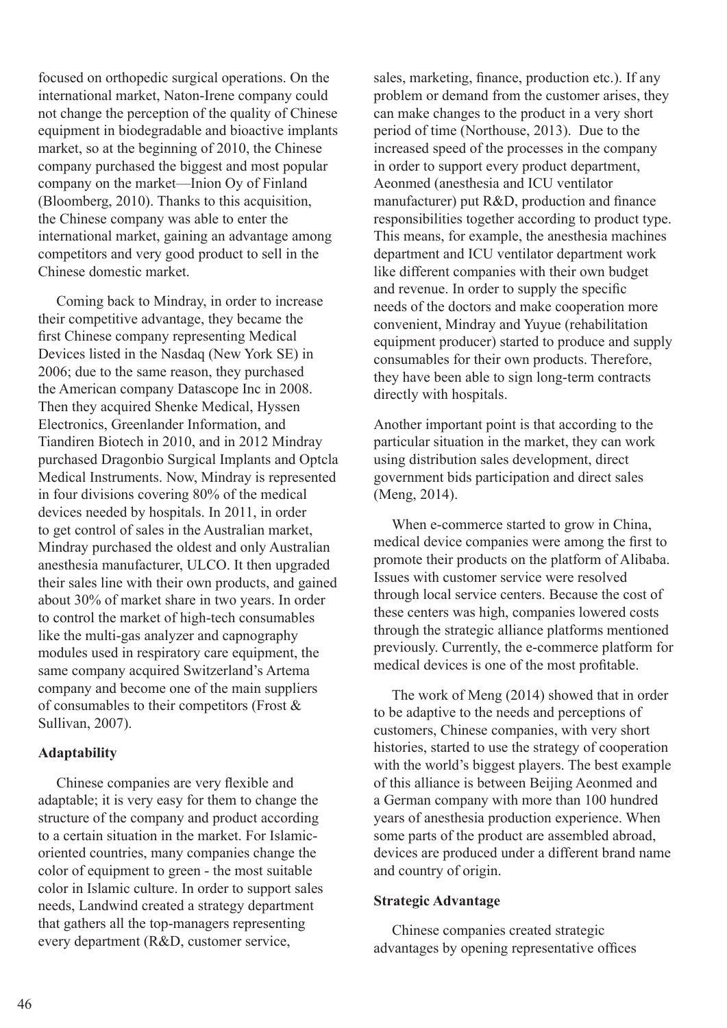focused on orthopedic surgical operations. On the international market, Naton-Irene company could not change the perception of the quality of Chinese equipment in biodegradable and bioactive implants market, so at the beginning of 2010, the Chinese company purchased the biggest and most popular company on the market—Inion Oy of Finland (Bloomberg, 2010). Thanks to this acquisition, the Chinese company was able to enter the international market, gaining an advantage among competitors and very good product to sell in the Chinese domestic market.

Coming back to Mindray, in order to increase their competitive advantage, they became the first Chinese company representing Medical Devices listed in the Nasdaq (New York SE) in 2006; due to the same reason, they purchased the American company Datascope Inc in 2008. Then they acquired Shenke Medical, Hyssen Electronics, Greenlander Information, and Tiandiren Biotech in 2010, and in 2012 Mindray purchased Dragonbio Surgical Implants and Optcla Medical Instruments. Now, Mindray is represented in four divisions covering 80% of the medical devices needed by hospitals. In 2011, in order to get control of sales in the Australian market, Mindray purchased the oldest and only Australian anesthesia manufacturer, ULCO. It then upgraded their sales line with their own products, and gained about 30% of market share in two years. In order to control the market of high-tech consumables like the multi-gas analyzer and capnography modules used in respiratory care equipment, the same company acquired Switzerland's Artema company and become one of the main suppliers of consumables to their competitors (Frost & Sullivan, 2007).

**Adaptability**

Chinese companies are very flexible and adaptable; it is very easy for them to change the structure of the company and product according to a certain situation in the market. For Islamic-oriented countries, many companies change the color of equipment to green - the most suitable color in Islamic culture. In order to support sales needs, Landwind created a strategy department that gathers all the top-managers representing every department (R&D, customer service, sales, marketing, finance, production etc.). If any problem or demand from the customer arises, they can make changes to the product in a very short period of time (Northouse, 2013). Due to the increased speed of the processes in the company in order to support every product department, Aeonmed (anesthesia and ICU ventilator manufacturer) put R&D, production and finance responsibilities together according to product type. This means, for example, the anesthesia machines department and ICU ventilator department work like different companies with their own budget and revenue. In order to supply the specific needs of the doctors and make cooperation more convenient, Mindray and Yuyue (rehabilitation equipment producer) started to produce and supply consumables for their own products. Therefore, they have been able to sign long-term contracts directly with hospitals.

Another important point is that according to the particular situation in the market, they can work using distribution sales development, direct government bids participation and direct sales (Meng, 2014).

When e-commerce started to grow in China, medical device companies were among the first to promote their products on the platform of Alibaba. Issues with customer service were resolved through local service centers. Because the cost of these centers was high, companies lowered costs through the strategic alliance platforms mentioned previously. Currently, the e-commerce platform for medical devices is one of the most profitable.

The work of Meng (2014) showed that in order to be adaptive to the needs and perceptions of customers, Chinese companies, with very short histories, started to use the strategy of cooperation with the world's biggest players. The best example of this alliance is between Beijing Aeonmed and a German company with more than 100 hundred years of anesthesia production experience. When some parts of the product are assembled abroad, devices are produced under a different brand name and country of origin.

**Strategic Advantage**

Chinese companies created strategic advantages by opening representative offices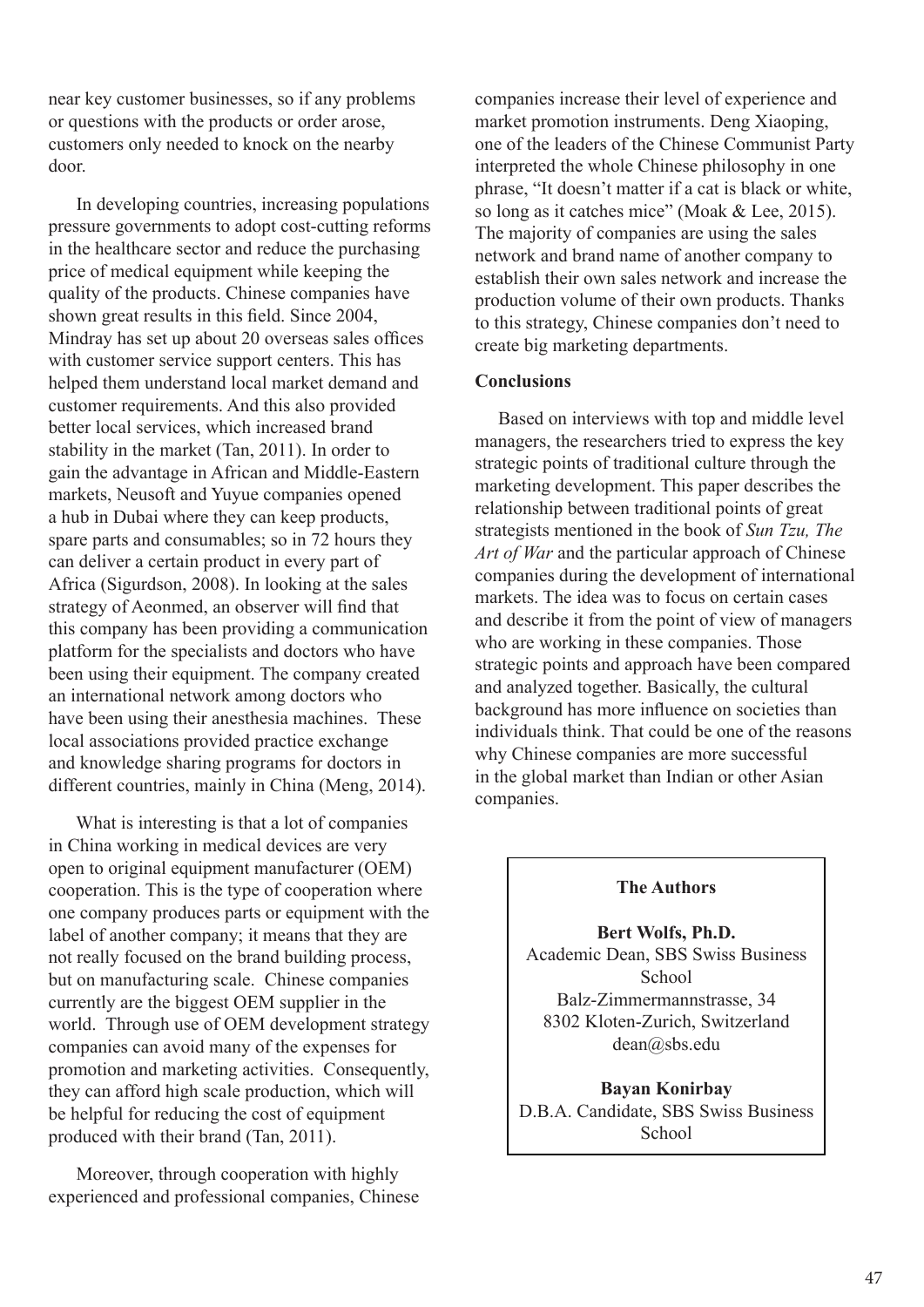near key customer businesses, so if any problems or questions with the products or order arose, customers only needed to knock on the nearby door.

In developing countries, increasing populations pressure governments to adopt cost-cutting reforms in the healthcare sector and reduce the purchasing price of medical equipment while keeping the quality of the products. Chinese companies have shown great results in this field. Since 2004, Mindray has set up about 20 overseas sales offices with customer service support centers. This has helped them understand local market demand and customer requirements. And this also provided better local services, which increased brand stability in the market (Tan, 2011). In order to gain the advantage in African and Middle-Eastern markets, Neusoft and Yuyue companies opened a hub in Dubai where they can keep products, spare parts and consumables; so in 72 hours they can deliver a certain product in every part of Africa (Sigurdson, 2008). In looking at the sales strategy of Aeonmed, an observer will find that this company has been providing a communication platform for the specialists and doctors who have been using their equipment. The company created an international network among doctors who have been using their anesthesia machines. These local associations provided practice exchange and knowledge sharing programs for doctors in different countries, mainly in China (Meng, 2014).

What is interesting is that a lot of companies in China working in medical devices are very open to original equipment manufacturer (OEM) cooperation. This is the type of cooperation where one company produces parts or equipment with the label of another company; it means that they are not really focused on the brand building process, but on manufacturing scale. Chinese companies currently are the biggest OEM supplier in the world. Through use of OEM development strategy companies can avoid many of the expenses for promotion and marketing activities. Consequently, they can afford high scale production, which will be helpful for reducing the cost of equipment produced with their brand (Tan, 2011).

Moreover, through cooperation with highly experienced and professional companies, Chinese companies increase their level of experience and market promotion instruments. Deng Xiaoping, one of the leaders of the Chinese Communist Party interpreted the whole Chinese philosophy in one phrase, "It doesn't matter if a cat is black or white, so long as it catches mice" (Moak & Lee, 2015). The majority of companies are using the sales network and brand name of another company to establish their own sales network and increase the production volume of their own products. Thanks to this strategy, Chinese companies don't need to create big marketing departments.

**Conclusions**

Based on interviews with top and middle level managers, the researchers tried to express the key strategic points of traditional culture through the marketing development. This paper describes the relationship between traditional points of great strategists mentioned in the book of *Sun Tzu, The Art of War* and the particular approach of Chinese companies during the development of international markets. The idea was to focus on certain cases and describe it from the point of view of managers who are working in these companies. Those strategic points and approach have been compared and analyzed together. Basically, the cultural background has more influence on societies than individuals think. That could be one of the reasons why Chinese companies are more successful in the global market than Indian or other Asian companies.

**The Authors**

**Bert Wolfs, Ph.D.**
Academic Dean, SBS Swiss Business School
Balz-Zimmermannstrasse, 34
8302 Kloten-Zurich, Switzerland
dean@sbs.edu

**Bayan Konirbay**
D.B.A. Candidate, SBS Swiss Business School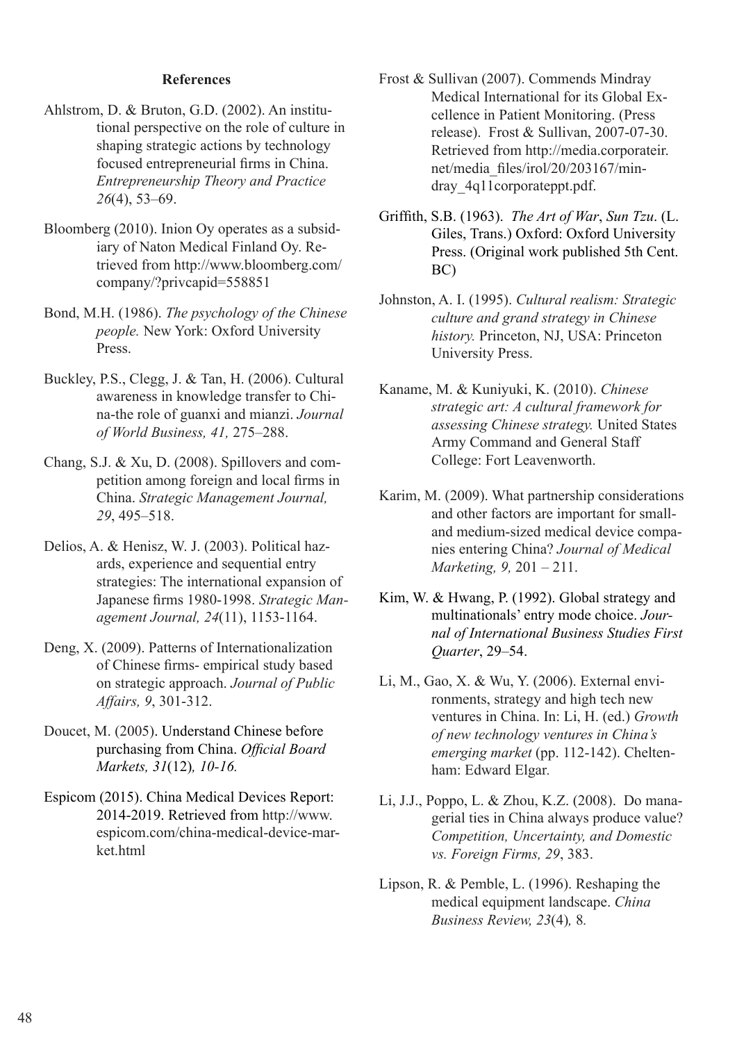**References**

Ahlstrom, D. & Bruton, G.D. (2002). An institutional perspective on the role of culture in shaping strategic actions by technology focused entrepreneurial firms in China. *Entrepreneurship Theory and Practice 26*(4), 53–69.

Bloomberg (2010). Inion Oy operates as a subsidiary of Naton Medical Finland Oy. Retrieved from http://www.bloomberg.com/company/?privcapid=558851

Bond, M.H. (1986). *The psychology of the Chinese people.* New York: Oxford University Press.

Buckley, P.S., Clegg, J. & Tan, H. (2006). Cultural awareness in knowledge transfer to China-the role of guanxi and mianzi. *Journal of World Business, 41,* 275–288.

Chang, S.J. & Xu, D. (2008). Spillovers and competition among foreign and local firms in China. *Strategic Management Journal, 29*, 495–518.

Delios, A. & Henisz, W. J. (2003). Political hazards, experience and sequential entry strategies: The international expansion of Japanese firms 1980-1998. *Strategic Management Journal, 24*(11), 1153-1164.

Deng, X. (2009). Patterns of Internationalization of Chinese firms- empirical study based on strategic approach. *Journal of Public Affairs, 9*, 301-312.

Doucet, M. (2005). Understand Chinese before purchasing from China. *Official Board Markets, 31*(12)*, 10-16.*

Espicom (2015). China Medical Devices Report: 2014-2019. Retrieved from http://www.espicom.com/china-medical-device-market.html

Frost & Sullivan (2007). Commends Mindray Medical International for its Global Excellence in Patient Monitoring. (Press release). Frost & Sullivan, 2007-07-30. Retrieved from http://media.corporateir.net/media_files/irol/20/203167/mindray_4q11corporateppt.pdf.

Griffith, S.B. (1963). *The Art of War*, *Sun Tzu*. (L. Giles, Trans.) Oxford: Oxford University Press. (Original work published 5th Cent. BC)

Johnston, A. I. (1995). *Cultural realism: Strategic culture and grand strategy in Chinese history.* Princeton, NJ, USA: Princeton University Press.

Kaname, M. & Kuniyuki, K. (2010). *Chinese strategic art: A cultural framework for assessing Chinese strategy.* United States Army Command and General Staff College: Fort Leavenworth.

Karim, M. (2009). What partnership considerations and other factors are important for small- and medium-sized medical device companies entering China? *Journal of Medical Marketing, 9,* 201 – 211.

Kim, W. & Hwang, P. (1992). Global strategy and multinationals' entry mode choice. *Journal of International Business Studies First Quarter*, 29–54.

Li, M., Gao, X. & Wu, Y. (2006). External environments, strategy and high tech new ventures in China. In: Li, H. (ed.) *Growth of new technology ventures in China's emerging market* (pp. 112-142). Cheltenham: Edward Elgar.

Li, J.J., Poppo, L. & Zhou, K.Z. (2008). Do managerial ties in China always produce value? *Competition, Uncertainty, and Domestic vs. Foreign Firms, 29*, 383.

Lipson, R. & Pemble, L. (1996). Reshaping the medical equipment landscape. *China Business Review, 23*(4)*,* 8*.*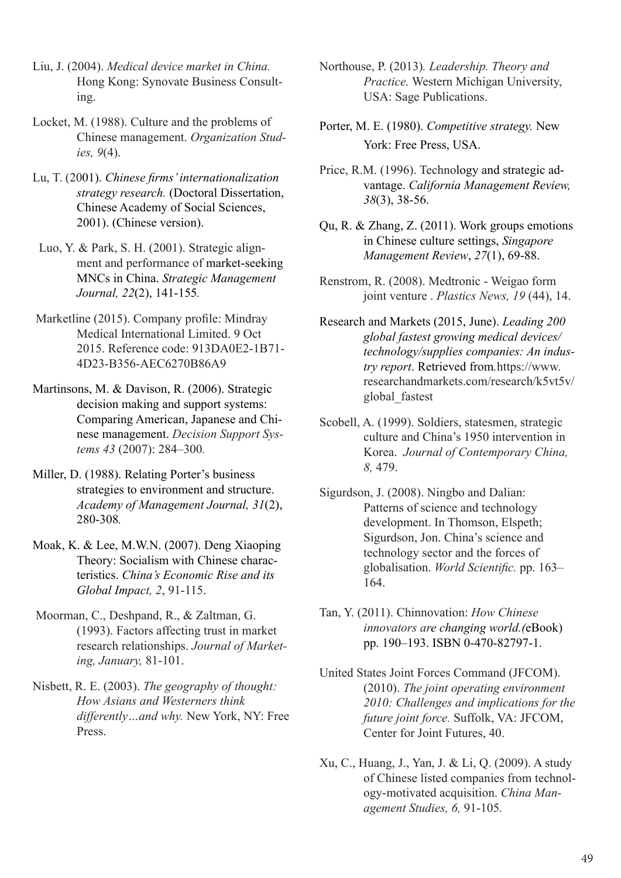Liu, J. (2004). *Medical device market in China.* Hong Kong: Synovate Business Consulting.

Locket, M. (1988). Culture and the problems of Chinese management. *Organization Studies, 9*(4).

Lu, T. (2001). *Chinese firms' internationalization strategy research.* (Doctoral Dissertation, Chinese Academy of Social Sciences, 2001). (Chinese version).

Luo, Y. & Park, S. H. (2001). Strategic alignment and performance of market-seeking MNCs in China. *Strategic Management Journal, 22*(2), 141-155*.*

Marketline (2015). Company profile: Mindray Medical International Limited. 9 Oct 2015. Reference code: 913DA0E2-1B71-4D23-B356-AEC6270B86A9

Martinsons, M. & Davison, R. (2006). Strategic decision making and support systems: Comparing American, Japanese and Chinese management. *Decision Support Systems 43* (2007): 284–300*.*

Miller, D. (1988). Relating Porter's business strategies to environment and structure. *Academy of Management Journal, 31*(2), 280-308*.*

Moak, K. & Lee, M.W.N. (2007). Deng Xiaoping Theory: Socialism with Chinese characteristics. *China's Economic Rise and its Global Impact, 2*, 91-115.

Moorman, C., Deshpand, R., & Zaltman, G. (1993). Factors affecting trust in market research relationships. *Journal of Marketing, January,* 81-101.

Nisbett, R. E. (2003). *The geography of thought: How Asians and Westerners think differently…and why.* New York, NY: Free Press.

Northouse, P. (2013)*. Leadership. Theory and Practice.* Western Michigan University, USA: Sage Publications.

Porter, M. E. (1980). *Competitive strategy.* New York: Free Press, USA.

Price, R.M. (1996). Technology and strategic advantage. *California Management Review, 38*(3), 38-56.

Qu, R. & Zhang, Z. (2011). Work groups emotions in Chinese culture settings, *Singapore Management Review*, *27*(1), 69-88.

Renstrom, R. (2008). Medtronic - Weigao form joint venture . *Plastics News, 19* (44), 14.

Research and Markets (2015, June). *Leading 200 global fastest growing medical devices/technology/supplies companies: An industry report*. Retrieved from*.*https://www.researchandmarkets.com/research/k5vt5v/global_fastest

Scobell, A. (1999). Soldiers, statesmen, strategic culture and China's 1950 intervention in Korea. *Journal of Contemporary China, 8,* 479.

Sigurdson, J. (2008). Ningbo and Dalian: Patterns of science and technology development. In Thomson, Elspeth; Sigurdson, Jon. China's science and technology sector and the forces of globalisation. *World Scientific.* pp. 163–164.

Tan, Y. (2011). Chinnovation: *How Chinese innovators are changing world.(*eBook) pp. 190–193. ISBN 0-470-82797-1.

United States Joint Forces Command (JFCOM). (2010). *The joint operating environment 2010: Challenges and implications for the future joint force.* Suffolk, VA: JFCOM, Center for Joint Futures, 40.

Xu, C., Huang, J., Yan, J. & Li, Q. (2009). A study of Chinese listed companies from technology-motivated acquisition. *China Management Studies, 6,* 91-105*.*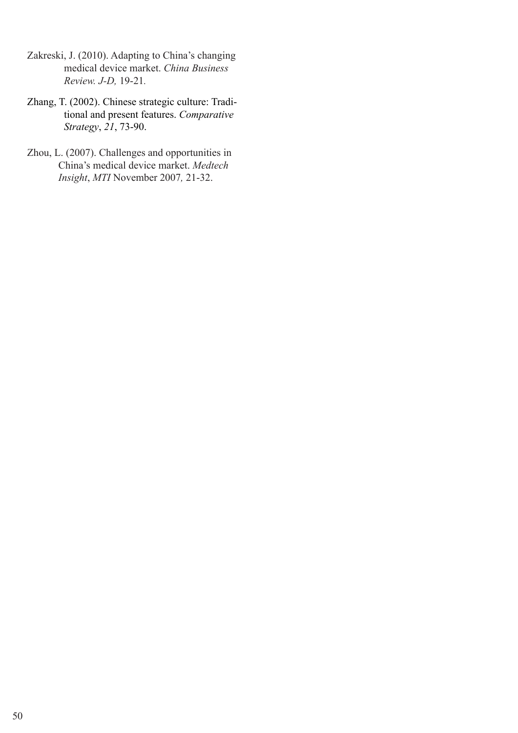Zakreski, J. (2010). Adapting to China's changing medical device market. *China Business Review. J-D,* 19-21.

Zhang, T. (2002). Chinese strategic culture: Traditional and present features. *Comparative Strategy*, *21*, 73-90.

Zhou, L. (2007). Challenges and opportunities in China's medical device market. *Medtech Insight*, *MTI* November 2007*,* 21-32.